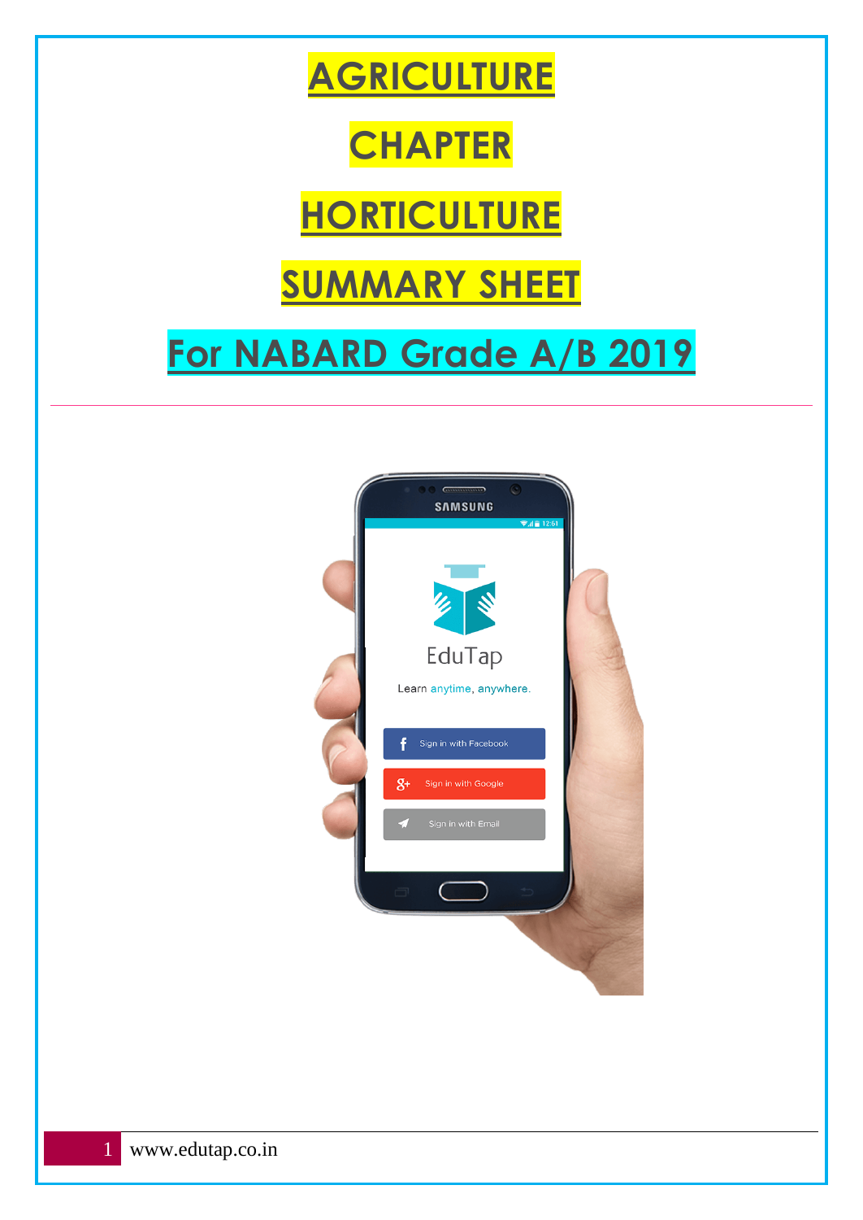# AGRICULTURE

# CHAPTER

# HORTICULTURE

# SUMMARY SHEET

# For NABARD Grade A/B 2019

---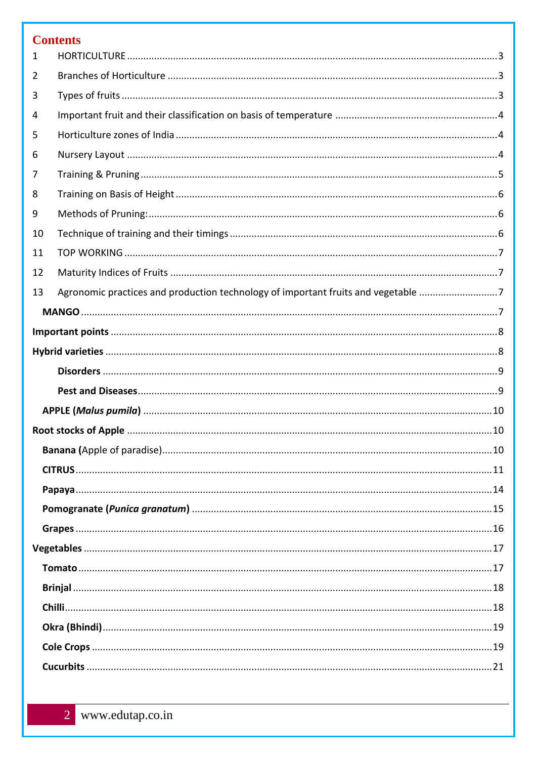# Contents

1 HORTICULTURE ........ 3

2 Branches of Horticulture ........ 3

3 Types of fruits ........ 3

4 Important fruit and their classification on basis of temperature ........ 4

5 Horticulture zones of India ........ 4

6 Nursery Layout ........ 4

7 Training & Pruning ........ 5

8 Training on Basis of Height ........ 6

9 Methods of Pruning: ........ 6

10 Technique of training and their timings ........ 6

11 TOP WORKING ........ 7

12 Maturity Indices of Fruits ........ 7

13 Agronomic practices and production technology of important fruits and vegetable ........ 7

**MANGO** ........ 7

**Important points** ........ 8

**Hybrid varieties** ........ 8

**Disorders** ........ 9

**Pest and Diseases** ........ 9

**APPLE (*Malus pumila*)** ........ 10

**Root stocks of Apple** ........ 10

**Banana (**Apple of paradise) ........ 10

**CITRUS** ........ 11

**Papaya** ........ 14

**Pomogranate (*Punica granatum*)** ........ 15

**Grapes** ........ 16

**Vegetables** ........ 17

**Tomato** ........ 17

**Brinjal** ........ 18

**Chilli** ........ 18

**Okra (Bhindi)** ........ 19

**Cole Crops** ........ 19

**Cucurbits** ........ 21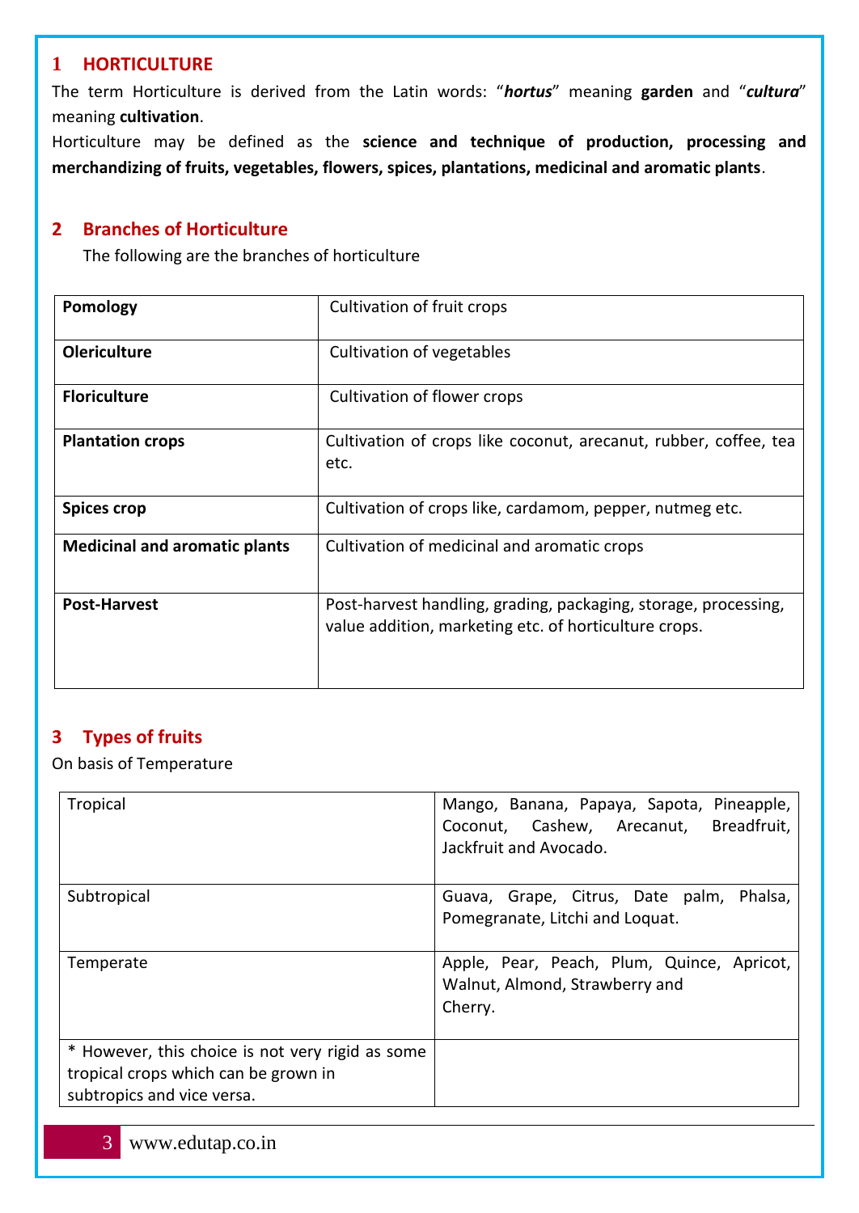## 1 HORTICULTURE

The term Horticulture is derived from the Latin words: "***hortus***" meaning **garden** and "***cultura***" meaning **cultivation**.

Horticulture may be defined as the **science and technique of production, processing and merchandizing of fruits, vegetables, flowers, spices, plantations, medicinal and aromatic plants**.

## 2 Branches of Horticulture

The following are the branches of horticulture

| | |
|---|---|
| **Pomology** | Cultivation of fruit crops |
| **Olericulture** | Cultivation of vegetables |
| **Floriculture** | Cultivation of flower crops |
| **Plantation crops** | Cultivation of crops like coconut, arecanut, rubber, coffee, tea etc. |
| **Spices crop** | Cultivation of crops like, cardamom, pepper, nutmeg etc. |
| **Medicinal and aromatic plants** | Cultivation of medicinal and aromatic crops |
| **Post-Harvest** | Post-harvest handling, grading, packaging, storage, processing, value addition, marketing etc. of horticulture crops. |

## 3 Types of fruits

On basis of Temperature

| | |
|---|---|
| Tropical | Mango, Banana, Papaya, Sapota, Pineapple, Coconut, Cashew, Arecanut, Breadfruit, Jackfruit and Avocado. |
| Subtropical | Guava, Grape, Citrus, Date palm, Phalsa, Pomegranate, Litchi and Loquat. |
| Temperate | Apple, Pear, Peach, Plum, Quince, Apricot, Walnut, Almond, Strawberry and Cherry. |
| * However, this choice is not very rigid as some tropical crops which can be grown in subtropics and vice versa. | |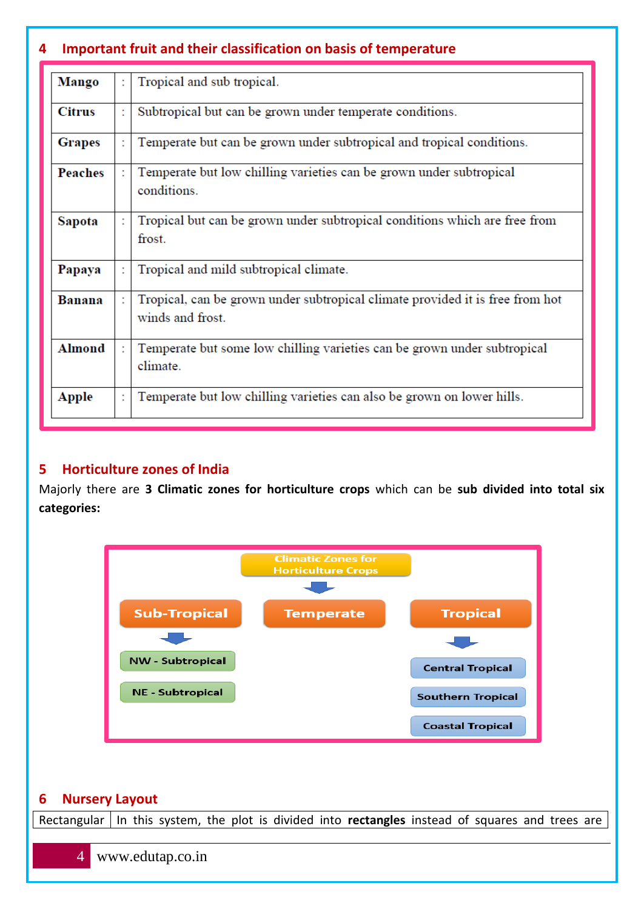## 4 Important fruit and their classification on basis of temperature

| | | |
|---|---|---|
| **Mango** | : | Tropical and sub tropical. |
| **Citrus** | : | Subtropical but can be grown under temperate conditions. |
| **Grapes** | : | Temperate but can be grown under subtropical and tropical conditions. |
| **Peaches** | : | Temperate but low chilling varieties can be grown under subtropical conditions. |
| **Sapota** | : | Tropical but can be grown under subtropical conditions which are free from frost. |
| **Papaya** | : | Tropical and mild subtropical climate. |
| **Banana** | : | Tropical, can be grown under subtropical climate provided it is free from hot winds and frost. |
| **Almond** | : | Temperate but some low chilling varieties can be grown under subtropical climate. |
| **Apple** | : | Temperate but low chilling varieties can also be grown on lower hills. |

## 5 Horticulture zones of India

Majorly there are **3 Climatic zones for horticulture crops** which can be **sub divided into total six categories:**

Climatic Zones for Horticulture Crops
- Sub-Tropical
  - NW - Subtropical
  - NE - Subtropical
- Temperate
- Tropical
  - Central Tropical
  - Southern Tropical
  - Coastal Tropical

## 6 Nursery Layout

| | |
|---|---|
| Rectangular | In this system, the plot is divided into **rectangles** instead of squares and trees are |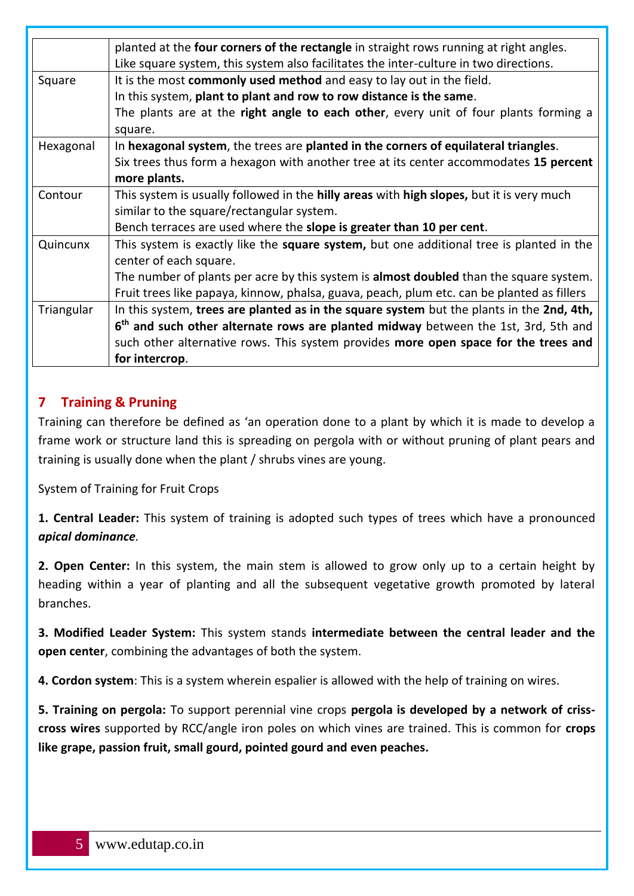|  |  |
|---|---|
|  | planted at the **four corners of the rectangle** in straight rows running at right angles. Like square system, this system also facilitates the inter-culture in two directions. |
| Square | It is the most **commonly used method** and easy to lay out in the field. In this system, **plant to plant and row to row distance is the same**. The plants are at the **right angle to each other**, every unit of four plants forming a square. |
| Hexagonal | In **hexagonal system**, the trees are **planted in the corners of equilateral triangles**. Six trees thus form a hexagon with another tree at its center accommodates **15 percent more plants.** |
| Contour | This system is usually followed in the **hilly areas** with **high slopes,** but it is very much similar to the square/rectangular system. Bench terraces are used where the **slope is greater than 10 per cent**. |
| Quincunx | This system is exactly like the **square system,** but one additional tree is planted in the center of each square. The number of plants per acre by this system is **almost doubled** than the square system. Fruit trees like papaya, kinnow, phalsa, guava, peach, plum etc. can be planted as fillers |
| Triangular | In this system, **trees are planted as in the square system** but the plants in the **2nd, 4th, 6th and such other alternate rows are planted midway** between the 1st, 3rd, 5th and such other alternative rows. This system provides **more open space for the trees and for intercrop**. |

## 7 Training & Pruning

Training can therefore be defined as 'an operation done to a plant by which it is made to develop a frame work or structure land this is spreading on pergola with or without pruning of plant pears and training is usually done when the plant / shrubs vines are young.

System of Training for Fruit Crops

**1. Central Leader:** This system of training is adopted such types of trees which have a pronounced ***apical dominance***.

**2. Open Center:** In this system, the main stem is allowed to grow only up to a certain height by heading within a year of planting and all the subsequent vegetative growth promoted by lateral branches.

**3. Modified Leader System:** This system stands **intermediate between the central leader and the open center**, combining the advantages of both the system.

**4. Cordon system**: This is a system wherein espalier is allowed with the help of training on wires.

**5. Training on pergola:** To support perennial vine crops **pergola is developed by a network of criss-cross wires** supported by RCC/angle iron poles on which vines are trained. This is common for **crops like grape, passion fruit, small gourd, pointed gourd and even peaches.**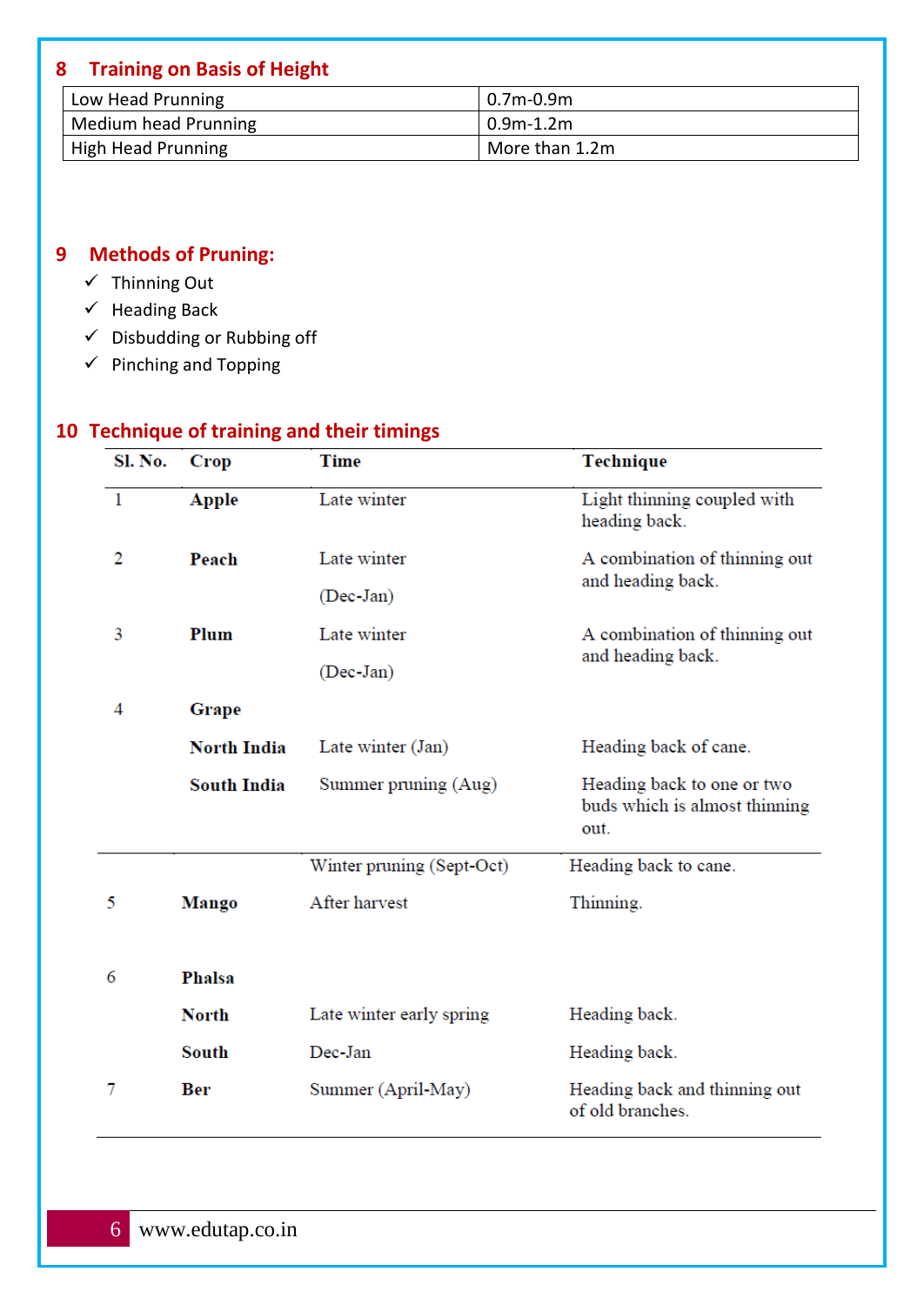## 8 Training on Basis of Height

| | |
|---|---|
| Low Head Prunning | 0.7m-0.9m |
| Medium head Prunning | 0.9m-1.2m |
| High Head Prunning | More than 1.2m |

## 9 Methods of Pruning:

- ✓ Thinning Out
- ✓ Heading Back
- ✓ Disbudding or Rubbing off
- ✓ Pinching and Topping

## 10 Technique of training and their timings

| Sl. No. | Crop | Time | Technique |
|---|---|---|---|
| 1 | **Apple** | Late winter | Light thinning coupled with heading back. |
| 2 | **Peach** | Late winter (Dec-Jan) | A combination of thinning out and heading back. |
| 3 | **Plum** | Late winter (Dec-Jan) | A combination of thinning out and heading back. |
| 4 | **Grape** | | |
| | **North India** | Late winter (Jan) | Heading back of cane. |
| | **South India** | Summer pruning (Aug) | Heading back to one or two buds which is almost thinning out. |
| | | Winter pruning (Sept-Oct) | Heading back to cane. |
| 5 | **Mango** | After harvest | Thinning. |
| 6 | **Phalsa** | | |
| | **North** | Late winter early spring | Heading back. |
| | **South** | Dec-Jan | Heading back. |
| 7 | **Ber** | Summer (April-May) | Heading back and thinning out of old branches. |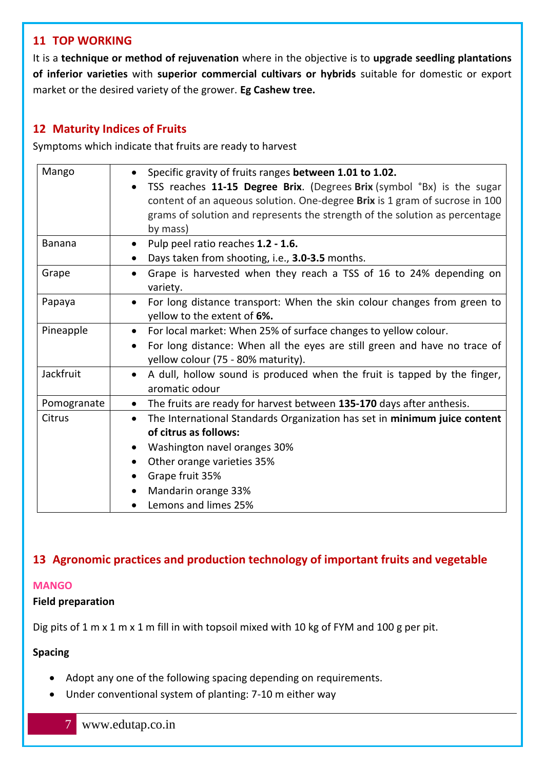## 11 TOP WORKING

It is a **technique or method of rejuvenation** where in the objective is to **upgrade seedling plantations of inferior varieties** with **superior commercial cultivars or hybrids** suitable for domestic or export market or the desired variety of the grower. **Eg Cashew tree.**

## 12 Maturity Indices of Fruits

Symptoms which indicate that fruits are ready to harvest

| Fruit | Maturity Indices |
|---|---|
| Mango | • Specific gravity of fruits ranges **between 1.01 to 1.02.**<br>• TSS reaches **11-15 Degree Brix**. (Degrees **Brix** (symbol °Bx) is the sugar content of an aqueous solution. One-degree **Brix** is 1 gram of sucrose in 100 grams of solution and represents the strength of the solution as percentage by mass) |
| Banana | • Pulp peel ratio reaches **1.2 - 1.6.**<br>• Days taken from shooting, i.e., **3.0-3.5** months. |
| Grape | • Grape is harvested when they reach a TSS of 16 to 24% depending on variety. |
| Papaya | • For long distance transport: When the skin colour changes from green to yellow to the extent of **6%.** |
| Pineapple | • For local market: When 25% of surface changes to yellow colour.<br>• For long distance: When all the eyes are still green and have no trace of yellow colour (75 - 80% maturity). |
| Jackfruit | • A dull, hollow sound is produced when the fruit is tapped by the finger, aromatic odour |
| Pomogranate | • The fruits are ready for harvest between **135-170** days after anthesis. |
| Citrus | • The International Standards Organization has set in **minimum juice content of citrus as follows:**<br>• Washington navel oranges 30%<br>• Other orange varieties 35%<br>• Grape fruit 35%<br>• Mandarin orange 33%<br>• Lemons and limes 25% |

## 13 Agronomic practices and production technology of important fruits and vegetable

### MANGO

**Field preparation**

Dig pits of 1 m x 1 m x 1 m fill in with topsoil mixed with 10 kg of FYM and 100 g per pit.

**Spacing**

- Adopt any one of the following spacing depending on requirements.
- Under conventional system of planting: 7-10 m either way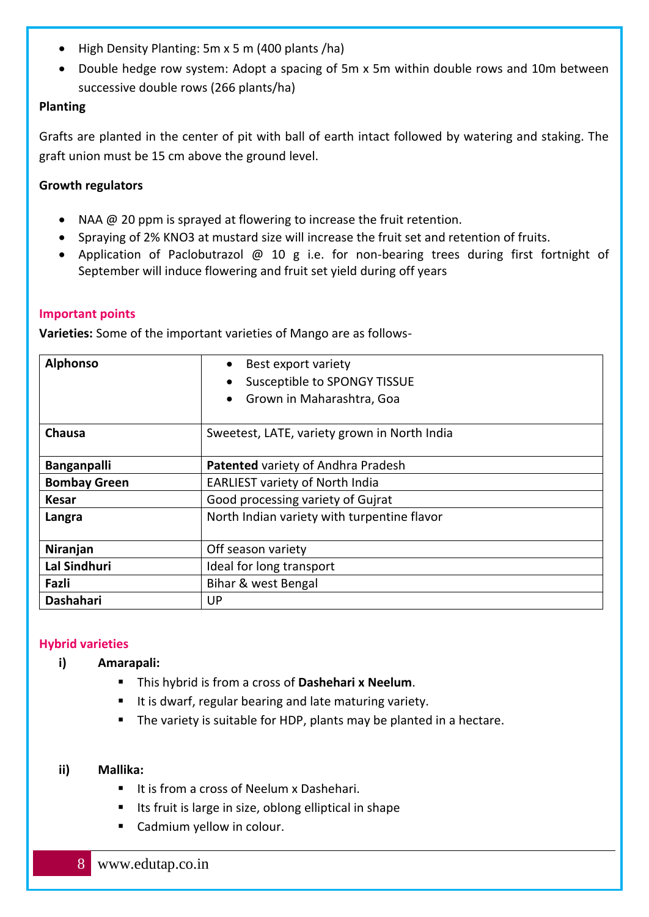- High Density Planting: 5m x 5 m (400 plants /ha)
- Double hedge row system: Adopt a spacing of 5m x 5m within double rows and 10m between successive double rows (266 plants/ha)

**Planting**

Grafts are planted in the center of pit with ball of earth intact followed by watering and staking. The graft union must be 15 cm above the ground level.

**Growth regulators**

- NAA @ 20 ppm is sprayed at flowering to increase the fruit retention.
- Spraying of 2% $KNO_3$ at mustard size will increase the fruit set and retention of fruits.
- Application of Paclobutrazol @ 10 g i.e. for non-bearing trees during first fortnight of September will induce flowering and fruit set yield during off years

**Important points**

**Varieties:** Some of the important varieties of Mango are as follows-

| | |
|---|---|
| **Alphonso** | • Best export variety<br>• Susceptible to SPONGY TISSUE<br>• Grown in Maharashtra, Goa |
| **Chausa** | Sweetest, LATE, variety grown in North India |
| **Banganpalli** | **Patented** variety of Andhra Pradesh |
| **Bombay Green** | EARLIEST variety of North India |
| **Kesar** | Good processing variety of Gujrat |
| **Langra** | North Indian variety with turpentine flavor |
| **Niranjan** | Off season variety |
| **Lal Sindhuri** | Ideal for long transport |
| **Fazli** | Bihar & west Bengal |
| **Dashahari** | UP |

**Hybrid varieties**

i) **Amarapali:**
- This hybrid is from a cross of **Dashehari x Neelum**.
- It is dwarf, regular bearing and late maturing variety.
- The variety is suitable for HDP, plants may be planted in a hectare.

ii) **Mallika:**
- It is from a cross of Neelum x Dashehari.
- Its fruit is large in size, oblong elliptical in shape
- Cadmium yellow in colour.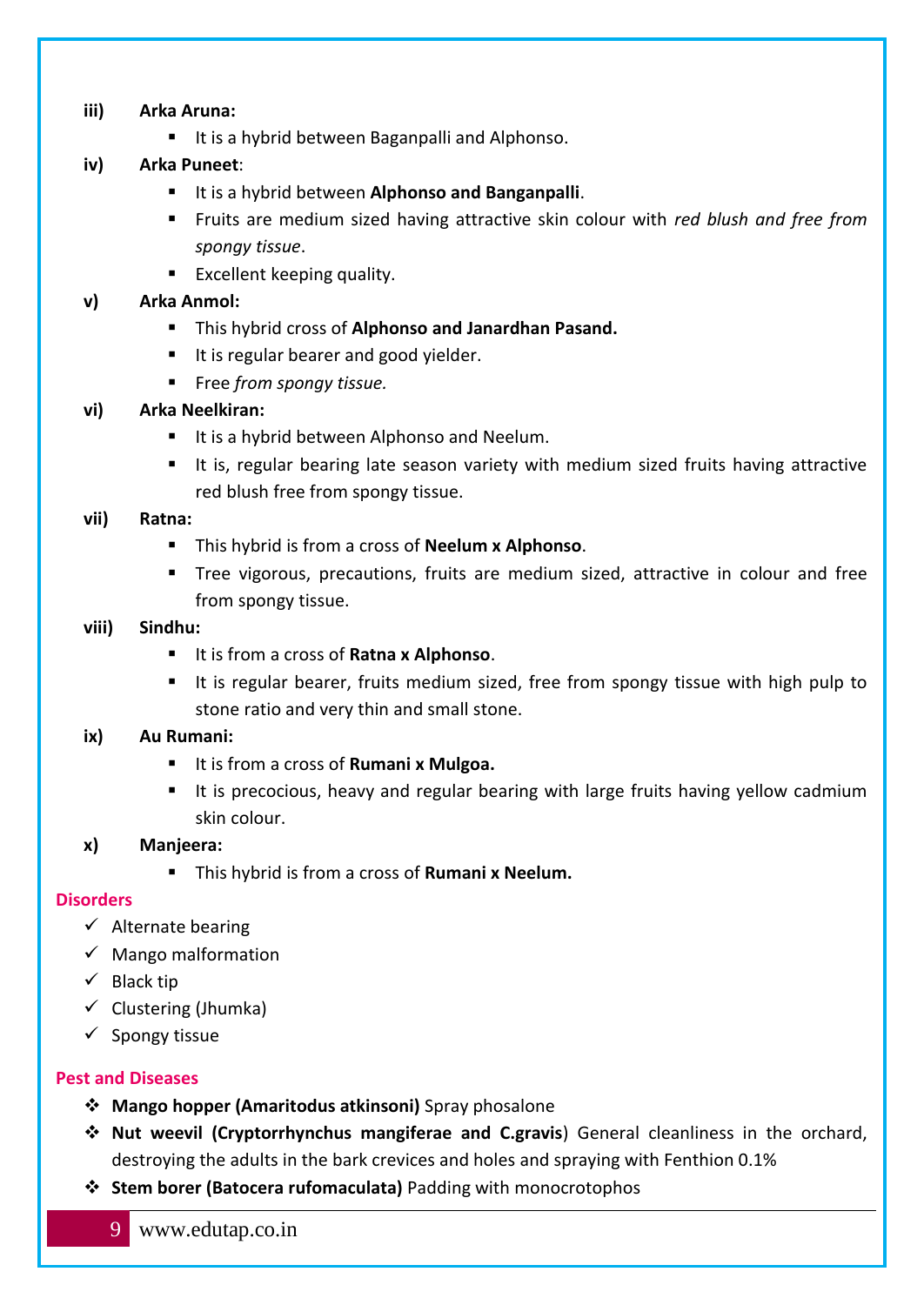**iii) Arka Aruna:**

- It is a hybrid between Baganpalli and Alphonso.

**iv) Arka Puneet**:

- It is a hybrid between **Alphonso and Banganpalli**.
- Fruits are medium sized having attractive skin colour with *red blush and free from spongy tissue*.
- Excellent keeping quality.

**v) Arka Anmol:**

- This hybrid cross of **Alphonso and Janardhan Pasand.**
- It is regular bearer and good yielder.
- Free *from spongy tissue.*

**vi) Arka Neelkiran:**

- It is a hybrid between Alphonso and Neelum.
- It is, regular bearing late season variety with medium sized fruits having attractive red blush free from spongy tissue.

**vii) Ratna:**

- This hybrid is from a cross of **Neelum x Alphonso**.
- Tree vigorous, precautions, fruits are medium sized, attractive in colour and free from spongy tissue.

**viii) Sindhu:**

- It is from a cross of **Ratna x Alphonso**.
- It is regular bearer, fruits medium sized, free from spongy tissue with high pulp to stone ratio and very thin and small stone.

**ix) Au Rumani:**

- It is from a cross of **Rumani x Mulgoa.**
- It is precocious, heavy and regular bearing with large fruits having yellow cadmium skin colour.

**x) Manjeera:**

- This hybrid is from a cross of **Rumani x Neelum.**

## Disorders

- ✓ Alternate bearing
- ✓ Mango malformation
- ✓ Black tip
- ✓ Clustering (Jhumka)
- ✓ Spongy tissue

## Pest and Diseases

- ❖ **Mango hopper (Amaritodus atkinsoni)** Spray phosalone
- ❖ **Nut weevil (Cryptorrhynchus mangiferae and C.gravis**) General cleanliness in the orchard, destroying the adults in the bark crevices and holes and spraying with Fenthion 0.1%
- ❖ **Stem borer (Batocera rufomaculata)** Padding with monocrotophos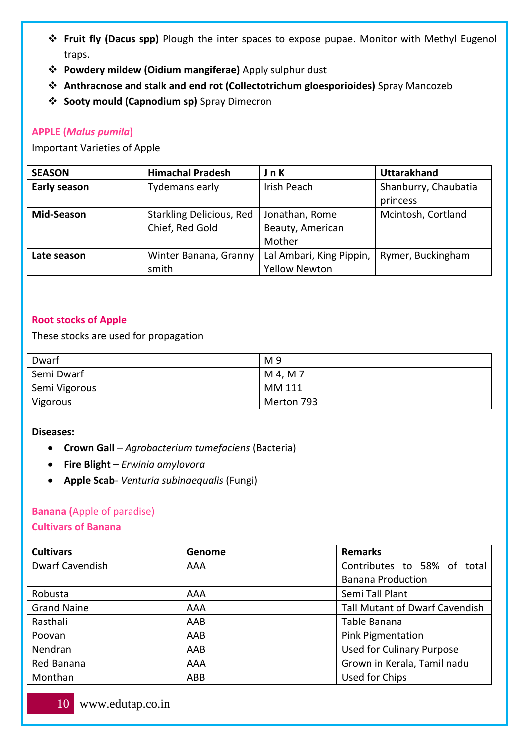- **Fruit fly (Dacus spp)** Plough the inter spaces to expose pupae. Monitor with Methyl Eugenol traps.
- **Powdery mildew (Oidium mangiferae)** Apply sulphur dust
- **Anthracnose and stalk and end rot (Collectotrichum gloesporioides)** Spray Mancozeb
- **Sooty mould (Capnodium sp)** Spray Dimecron

## APPLE (*Malus pumila*)

Important Varieties of Apple

| SEASON | Himachal Pradesh | J n K | Uttarakhand |
|---|---|---|---|
| **Early season** | Tydemans early | Irish Peach | Shanburry, Chaubatia princess |
| **Mid-Season** | Starkling Delicious, Red Chief, Red Gold | Jonathan, Rome Beauty, American Mother | Mcintosh, Cortland |
| **Late season** | Winter Banana, Granny smith | Lal Ambari, King Pippin, Yellow Newton | Rymer, Buckingham |

## Root stocks of Apple

These stocks are used for propagation

| Dwarf | M 9 |
|---|---|
| Semi Dwarf | M 4, M 7 |
| Semi Vigorous | MM 111 |
| Vigorous | Merton 793 |

**Diseases:**

- **Crown Gall** – *Agrobacterium tumefaciens* (Bacteria)
- **Fire Blight** – *Erwinia amylovora*
- **Apple Scab**- *Venturia subinaequalis* (Fungi)

## Banana (Apple of paradise)

### Cultivars of Banana

| Cultivars | Genome | Remarks |
|---|---|---|
| Dwarf Cavendish | AAA | Contributes to 58% of total Banana Production |
| Robusta | AAA | Semi Tall Plant |
| Grand Naine | AAA | Tall Mutant of Dwarf Cavendish |
| Rasthali | AAB | Table Banana |
| Poovan | AAB | Pink Pigmentation |
| Nendran | AAB | Used for Culinary Purpose |
| Red Banana | AAA | Grown in Kerala, Tamil nadu |
| Monthan | ABB | Used for Chips |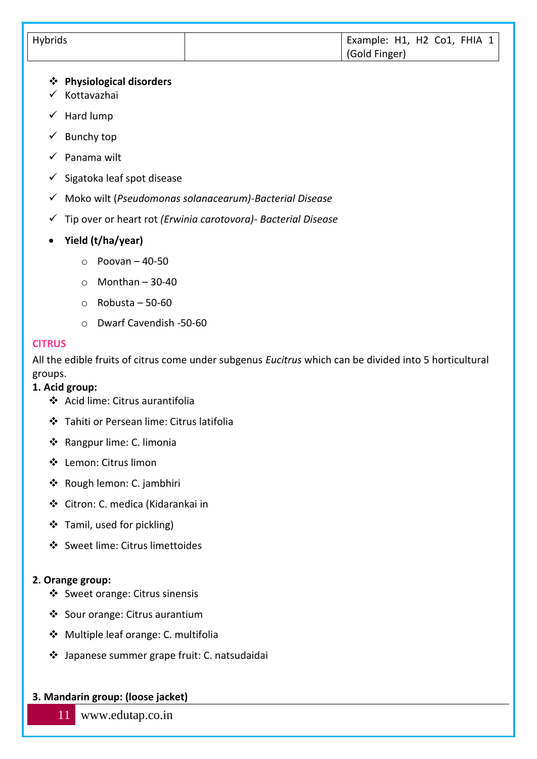| Hybrids | | Example: H1, H2 Co1, FHIA 1 (Gold Finger) |
|---|---|---|

- **Physiological disorders**
  - Kottavazhai
  - Hard lump
  - Bunchy top
  - Panama wilt
  - Sigatoka leaf spot disease
  - Moko wilt (*Pseudomonas solanacearum)-Bacterial Disease*
  - Tip over or heart rot *(Erwinia carotovora)- Bacterial Disease*
- **Yield (t/ha/year)**
  - Poovan – 40-50
  - Monthan – 30-40
  - Robusta – 50-60
  - Dwarf Cavendish -50-60

## CITRUS

All the edible fruits of citrus come under subgenus *Eucitrus* which can be divided into 5 horticultural groups.

**1. Acid group:**

- Acid lime: Citrus aurantifolia
- Tahiti or Persean lime: Citrus latifolia
- Rangpur lime: C. limonia
- Lemon: Citrus limon
- Rough lemon: C. jambhiri
- Citron: C. medica (Kidarankai in
- Tamil, used for pickling)
- Sweet lime: Citrus limettoides

**2. Orange group:**

- Sweet orange: Citrus sinensis
- Sour orange: Citrus aurantium
- Multiple leaf orange: C. multifolia
- Japanese summer grape fruit: C. natsudaidai

**3. Mandarin group: (loose jacket)**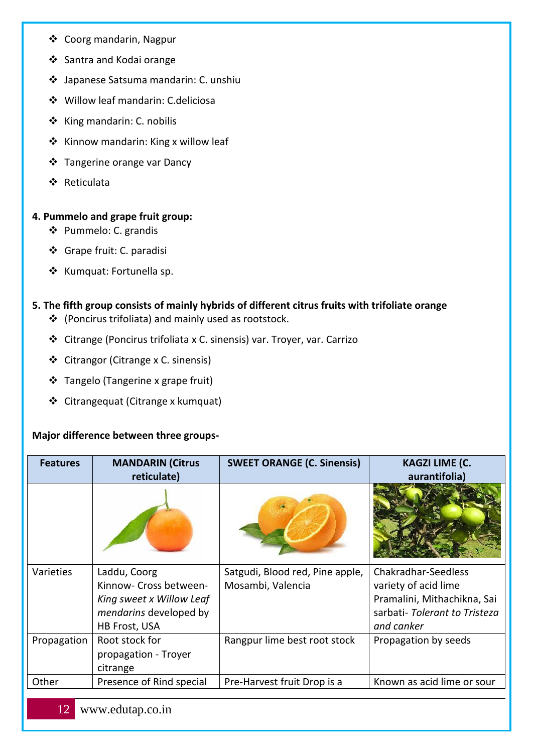- Coorg mandarin, Nagpur
- Santra and Kodai orange
- Japanese Satsuma mandarin: C. unshiu
- Willow leaf mandarin: C.deliciosa
- King mandarin: C. nobilis
- Kinnow mandarin: King x willow leaf
- Tangerine orange var Dancy
- Reticulata

**4. Pummelo and grape fruit group:**

- Pummelo: C. grandis
- Grape fruit: C. paradisi
- Kumquat: Fortunella sp.

**5. The fifth group consists of mainly hybrids of different citrus fruits with trifoliate orange**

- (Poncirus trifoliata) and mainly used as rootstock.
- Citrange (Poncirus trifoliata x C. sinensis) var. Troyer, var. Carrizo
- Citrangor (Citrange x C. sinensis)
- Tangelo (Tangerine x grape fruit)
- Citrangequat (Citrange x kumquat)

**Major difference between three groups-**

| Features | MANDARIN (Citrus reticulate) | SWEET ORANGE (C. Sinensis) | KAGZI LIME (C. aurantifolia) |
|---|---|---|---|
| | | | |
| Varieties | Laddu, Coorg Kinnow- Cross between- *King sweet x Willow Leaf mendarins* developed by HB Frost, USA | Satgudi, Blood red, Pine apple, Mosambi, Valencia | Chakradhar-Seedless variety of acid lime Pramalini, Mithachikna, Sai sarbati- *Tolerant to Tristeza and canker* |
| Propagation | Root stock for propagation - Troyer citrange | Rangpur lime best root stock | Propagation by seeds |
| Other | Presence of Rind special | Pre-Harvest fruit Drop is a | Known as acid lime or sour |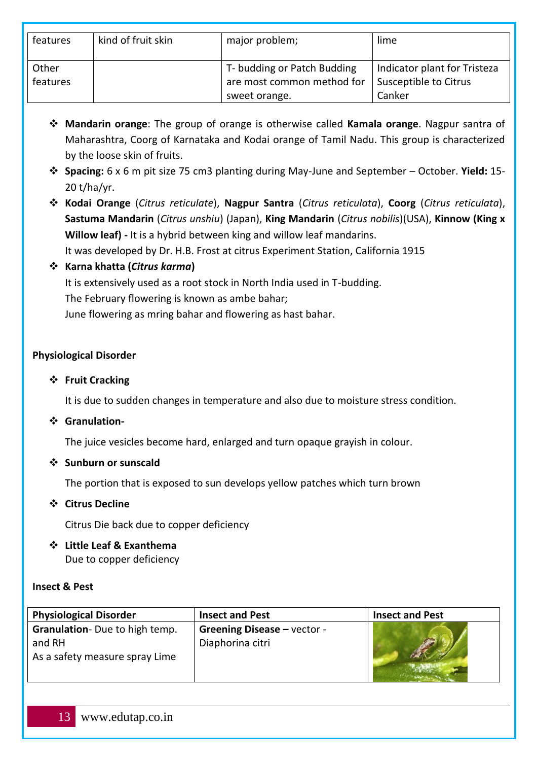| features | kind of fruit skin | major problem; | lime |
|---|---|---|---|
| Other features | | T- budding or Patch Budding are most common method for sweet orange. | Indicator plant for Tristeza Susceptible to Citrus Canker |

- **Mandarin orange**: The group of orange is otherwise called **Kamala orange**. Nagpur santra of Maharashtra, Coorg of Karnataka and Kodai orange of Tamil Nadu. This group is characterized by the loose skin of fruits.
- **Spacing:** 6 x 6 m pit size 75 cm3 planting during May-June and September – October. **Yield:** 15-20 t/ha/yr.
- **Kodai Orange** (*Citrus reticulate*), **Nagpur Santra** (*Citrus reticulata*), **Coorg** (*Citrus reticulata*), **Sastuma Mandarin** (*Citrus unshiu*) (Japan), **King Mandarin** (*Citrus nobilis*)(USA), **Kinnow (King x Willow leaf) -** It is a hybrid between king and willow leaf mandarins.
  It was developed by Dr. H.B. Frost at citrus Experiment Station, California 1915
- **Karna khatta (*Citrus karma*)**
  It is extensively used as a root stock in North India used in T-budding.
  The February flowering is known as ambe bahar;
  June flowering as mring bahar and flowering as hast bahar.

**Physiological Disorder**

- **Fruit Cracking**

  It is due to sudden changes in temperature and also due to moisture stress condition.

- **Granulation-**

  The juice vesicles become hard, enlarged and turn opaque grayish in colour.

- **Sunburn or sunscald**

  The portion that is exposed to sun develops yellow patches which turn brown

- **Citrus Decline**

  Citrus Die back due to copper deficiency

- **Little Leaf & Exanthema**
  Due to copper deficiency

**Insect & Pest**

| Physiological Disorder | Insect and Pest | Insect and Pest |
|---|---|---|
| **Granulation**- Due to high temp. and RH<br>As a safety measure spray Lime | **Greening Disease –** vector - Diaphorina citri | |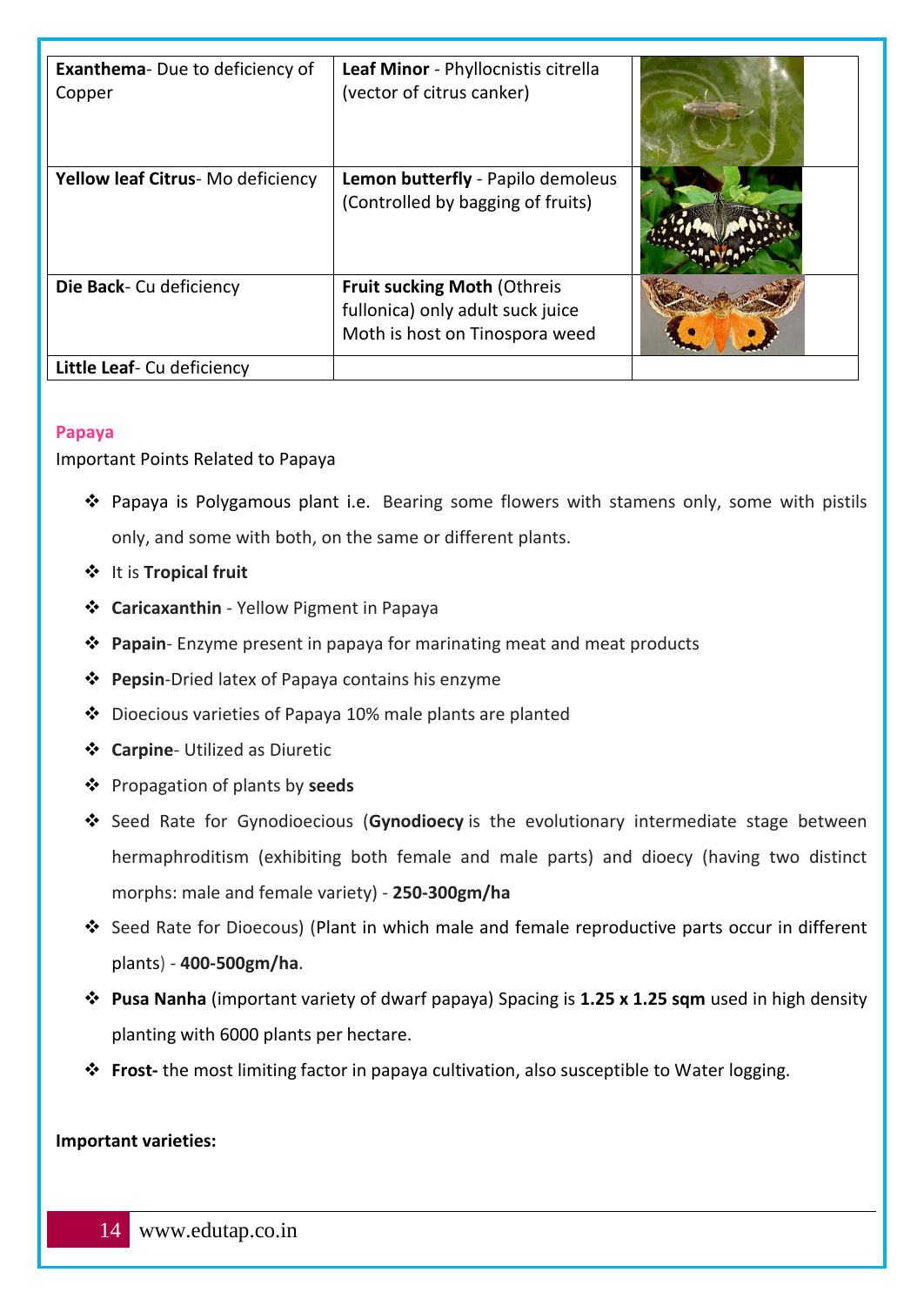| | | |
|---|---|---|
| **Exanthema**- Due to deficiency of Copper | **Leaf Minor** - Phyllocnistis citrella (vector of citrus canker) | |
| **Yellow leaf Citrus**- Mo deficiency | **Lemon butterfly** - Papilo demoleus (Controlled by bagging of fruits) | |
| **Die Back**- Cu deficiency | **Fruit sucking Moth** (Othreis fullonica) only adult suck juice Moth is host on Tinospora weed | |
| **Little Leaf**- Cu deficiency | | |

## Papaya

Important Points Related to Papaya

- Papaya is Polygamous plant i.e. Bearing some flowers with stamens only, some with pistils only, and some with both, on the same or different plants.
- It is **Tropical fruit**
- **Caricaxanthin** - Yellow Pigment in Papaya
- **Papain**- Enzyme present in papaya for marinating meat and meat products
- **Pepsin**-Dried latex of Papaya contains his enzyme
- Dioecious varieties of Papaya 10% male plants are planted
- **Carpine**- Utilized as Diuretic
- Propagation of plants by **seeds**
- Seed Rate for Gynodioecious (**Gynodioecy** is the evolutionary intermediate stage between hermaphroditism (exhibiting both female and male parts) and dioecy (having two distinct morphs: male and female variety) - **250-300gm/ha**
- Seed Rate for Dioecous) (Plant in which male and female reproductive parts occur in different plants) - **400-500gm/ha**.
- **Pusa Nanha** (important variety of dwarf papaya) Spacing is **1.25 x 1.25 sqm** used in high density planting with 6000 plants per hectare.
- **Frost-** the most limiting factor in papaya cultivation, also susceptible to Water logging.

**Important varieties:**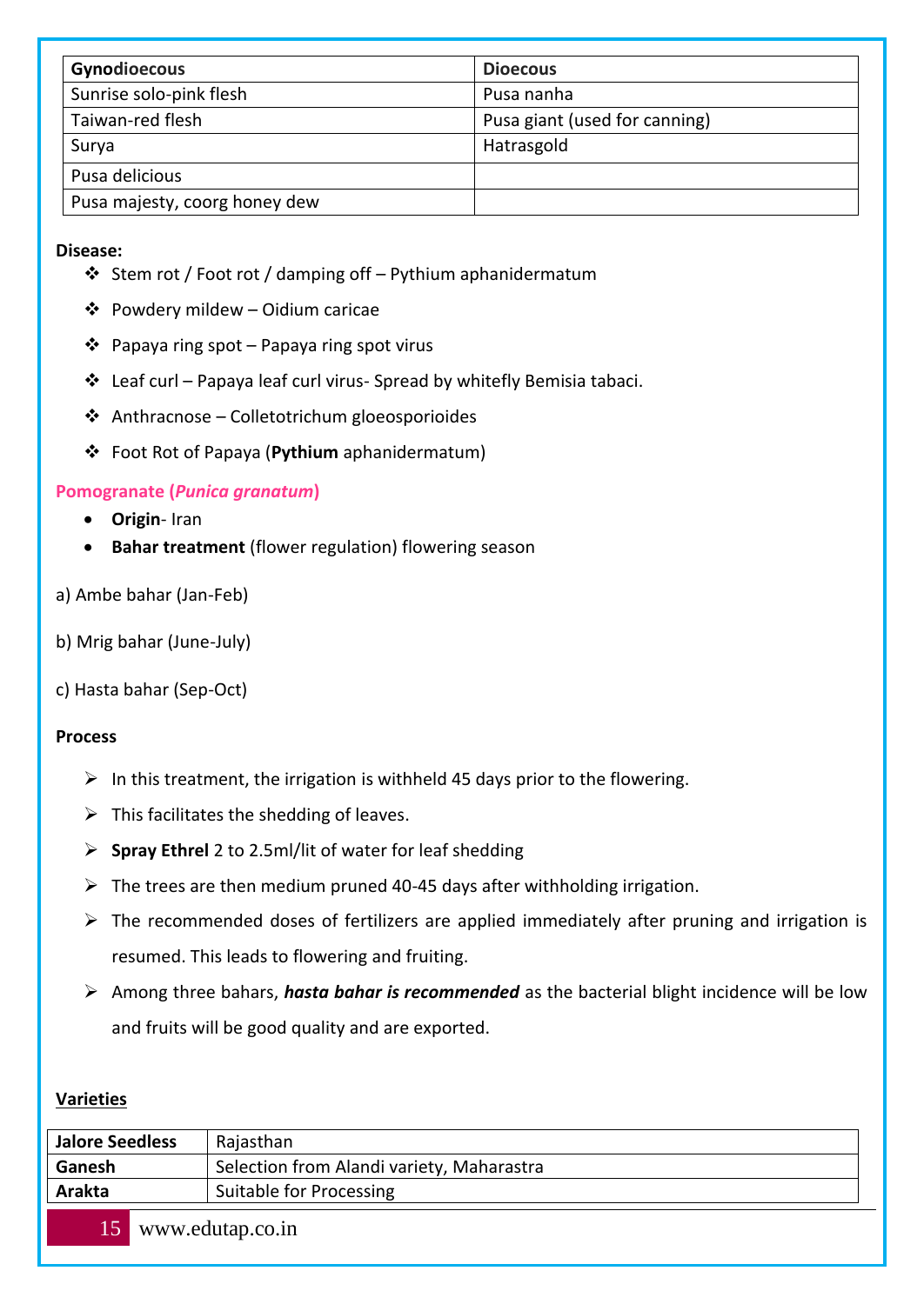| Gynodioecous | Dioecous |
|---|---|
| Sunrise solo-pink flesh | Pusa nanha |
| Taiwan-red flesh | Pusa giant (used for canning) |
| Surya | Hatrasgold |
| Pusa delicious | |
| Pusa majesty, coorg honey dew | |

**Disease:**

- Stem rot / Foot rot / damping off – Pythium aphanidermatum
- Powdery mildew – Oidium caricae
- Papaya ring spot – Papaya ring spot virus
- Leaf curl – Papaya leaf curl virus- Spread by whitefly Bemisia tabaci.
- Anthracnose – Colletotrichum gloeosporioides
- Foot Rot of Papaya (**Pythium** aphanidermatum)

## Pomogranate (*Punica granatum*)

- **Origin**- Iran
- **Bahar treatment** (flower regulation) flowering season

a) Ambe bahar (Jan-Feb)

b) Mrig bahar (June-July)

c) Hasta bahar (Sep-Oct)

**Process**

- In this treatment, the irrigation is withheld 45 days prior to the flowering.
- This facilitates the shedding of leaves.
- **Spray Ethrel** 2 to 2.5ml/lit of water for leaf shedding
- The trees are then medium pruned 40-45 days after withholding irrigation.
- The recommended doses of fertilizers are applied immediately after pruning and irrigation is resumed. This leads to flowering and fruiting.
- Among three bahars, ***hasta bahar is recommended*** as the bacterial blight incidence will be low and fruits will be good quality and are exported.

**Varieties**

| | |
|---|---|
| **Jalore Seedless** | Rajasthan |
| **Ganesh** | Selection from Alandi variety, Maharastra |
| **Arakta** | Suitable for Processing |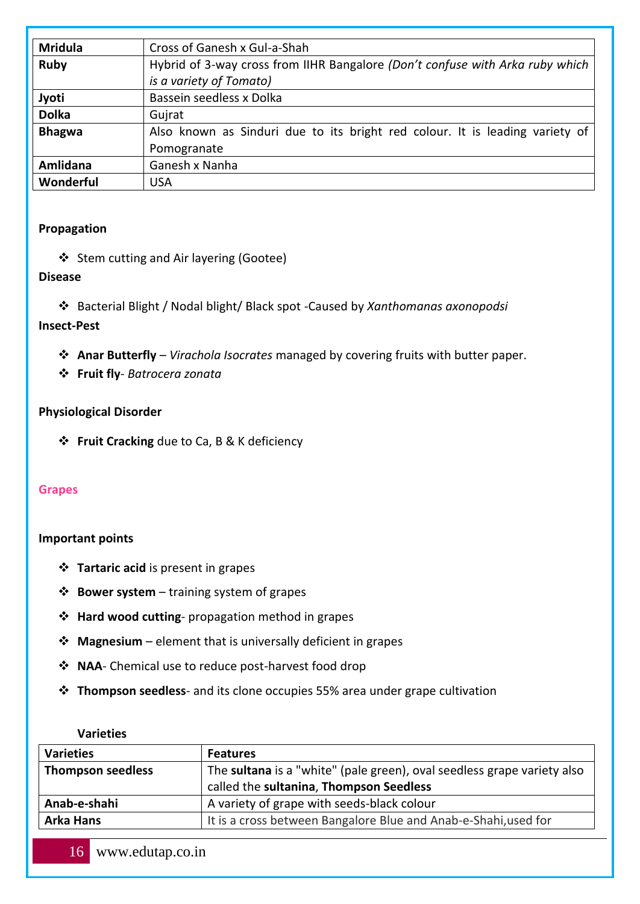| | |
|---|---|
| **Mridula** | Cross of Ganesh x Gul-a-Shah |
| **Ruby** | Hybrid of 3-way cross from IIHR Bangalore *(Don't confuse with Arka ruby which is a variety of Tomato)* |
| **Jyoti** | Bassein seedless x Dolka |
| **Dolka** | Gujrat |
| **Bhagwa** | Also known as Sinduri due to its bright red colour. It is leading variety of Pomogranate |
| **Amlidana** | Ganesh x Nanha |
| **Wonderful** | USA |

**Propagation**

- Stem cutting and Air layering (Gootee)

**Disease**

- Bacterial Blight / Nodal blight/ Black spot -Caused by *Xanthomanas axonopodsi*

**Insect-Pest**

- **Anar Butterfly** – *Virachola Isocrates* managed by covering fruits with butter paper.
- **Fruit fly**- *Batrocera zonata*

**Physiological Disorder**

- **Fruit Cracking** due to Ca, B & K deficiency

## Grapes

**Important points**

- **Tartaric acid** is present in grapes
- **Bower system** – training system of grapes
- **Hard wood cutting**- propagation method in grapes
- **Magnesium** – element that is universally deficient in grapes
- **NAA**- Chemical use to reduce post-harvest food drop
- **Thompson seedless**- and its clone occupies 55% area under grape cultivation

**Varieties**

| Varieties | Features |
|---|---|
| **Thompson seedless** | The **sultana** is a "white" (pale green), oval seedless grape variety also called the **sultanina**, **Thompson Seedless** |
| **Anab-e-shahi** | A variety of grape with seeds-black colour |
| **Arka Hans** | It is a cross between Bangalore Blue and Anab-e-Shahi,used for |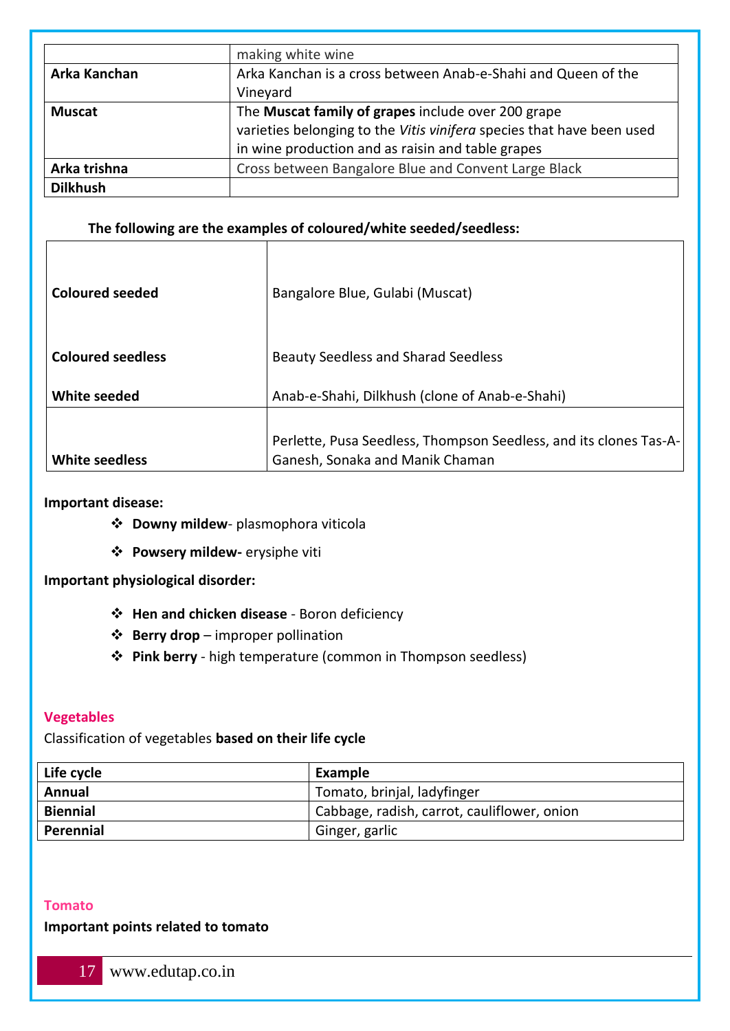| | |
|---|---|
| | making white wine |
| **Arka Kanchan** | Arka Kanchan is a cross between Anab-e-Shahi and Queen of the Vineyard |
| **Muscat** | The **Muscat family of grapes** include over 200 grape varieties belonging to the *Vitis vinifera* species that have been used in wine production and as raisin and table grapes |
| **Arka trishna** | Cross between Bangalore Blue and Convent Large Black |
| **Dilkhush** | |

**The following are the examples of coloured/white seeded/seedless:**

| | |
|---|---|
| **Coloured seeded** | Bangalore Blue, Gulabi (Muscat) |
| **Coloured seedless** | Beauty Seedless and Sharad Seedless |
| **White seeded** | Anab-e-Shahi, Dilkhush (clone of Anab-e-Shahi) |
| **White seedless** | Perlette, Pusa Seedless, Thompson Seedless, and its clones Tas-A-Ganesh, Sonaka and Manik Chaman |

**Important disease:**

- **Downy mildew**- plasmophora viticola
- **Powsery mildew-** erysiphe viti

**Important physiological disorder:**

- **Hen and chicken disease** - Boron deficiency
- **Berry drop** – improper pollination
- **Pink berry** - high temperature (common in Thompson seedless)

## Vegetables

Classification of vegetables **based on their life cycle**

| Life cycle | Example |
|---|---|
| **Annual** | Tomato, brinjal, ladyfinger |
| **Biennial** | Cabbage, radish, carrot, cauliflower, onion |
| **Perennial** | Ginger, garlic |

## Tomato

**Important points related to tomato**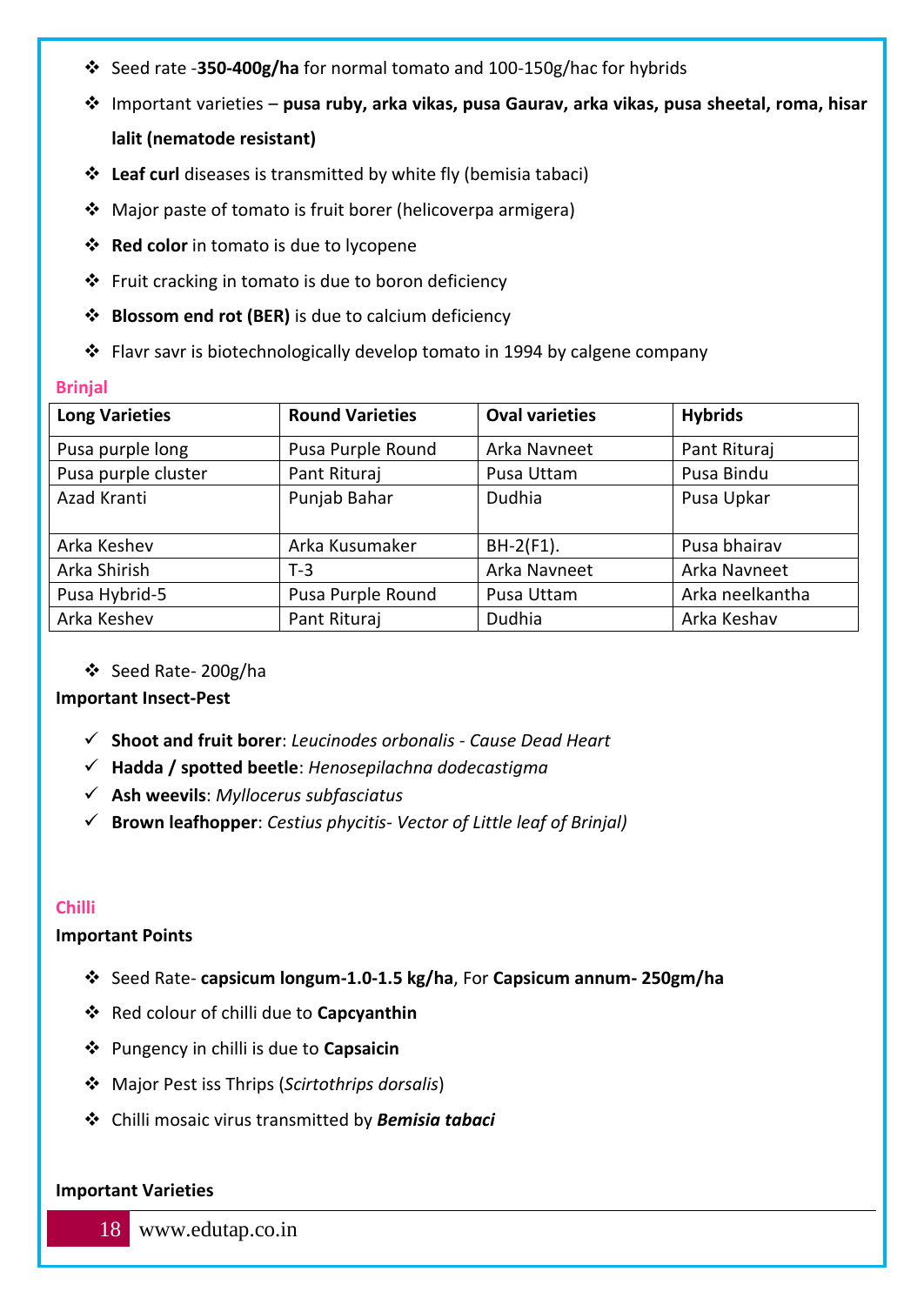- Seed rate -**350-400g/ha** for normal tomato and 100-150g/hac for hybrids
- Important varieties – **pusa ruby, arka vikas, pusa Gaurav, arka vikas, pusa sheetal, roma, hisar lalit (nematode resistant)**
- **Leaf curl** diseases is transmitted by white fly (bemisia tabaci)
- Major paste of tomato is fruit borer (helicoverpa armigera)
- **Red color** in tomato is due to lycopene
- Fruit cracking in tomato is due to boron deficiency
- **Blossom end rot (BER)** is due to calcium deficiency
- Flavr savr is biotechnologically develop tomato in 1994 by calgene company

## Brinjal

| Long Varieties | Round Varieties | Oval varieties | Hybrids |
|---|---|---|---|
| Pusa purple long | Pusa Purple Round | Arka Navneet | Pant Rituraj |
| Pusa purple cluster | Pant Rituraj | Pusa Uttam | Pusa Bindu |
| Azad Kranti | Punjab Bahar | Dudhia | Pusa Upkar |
| Arka Keshev | Arka Kusumaker | BH-2(F1). | Pusa bhairav |
| Arka Shirish | T-3 | Arka Navneet | Arka Navneet |
| Pusa Hybrid-5 | Pusa Purple Round | Pusa Uttam | Arka neelkantha |
| Arka Keshev | Pant Rituraj | Dudhia | Arka Keshav |

- Seed Rate- 200g/ha

**Important Insect-Pest**

- **Shoot and fruit borer**: *Leucinodes orbonalis - Cause Dead Heart*
- **Hadda / spotted beetle**: *Henosepilachna dodecastigma*
- **Ash weevils**: *Myllocerus subfasciatus*
- **Brown leafhopper**: *Cestius phycitis- Vector of Little leaf of Brinjal)*

## Chilli

**Important Points**

- Seed Rate- **capsicum longum-1.0-1.5 kg/ha**, For **Capsicum annum- 250gm/ha**
- Red colour of chilli due to **Capcyanthin**
- Pungency in chilli is due to **Capsaicin**
- Major Pest iss Thrips (*Scirtothrips dorsalis*)
- Chilli mosaic virus transmitted by ***Bemisia tabaci***

**Important Varieties**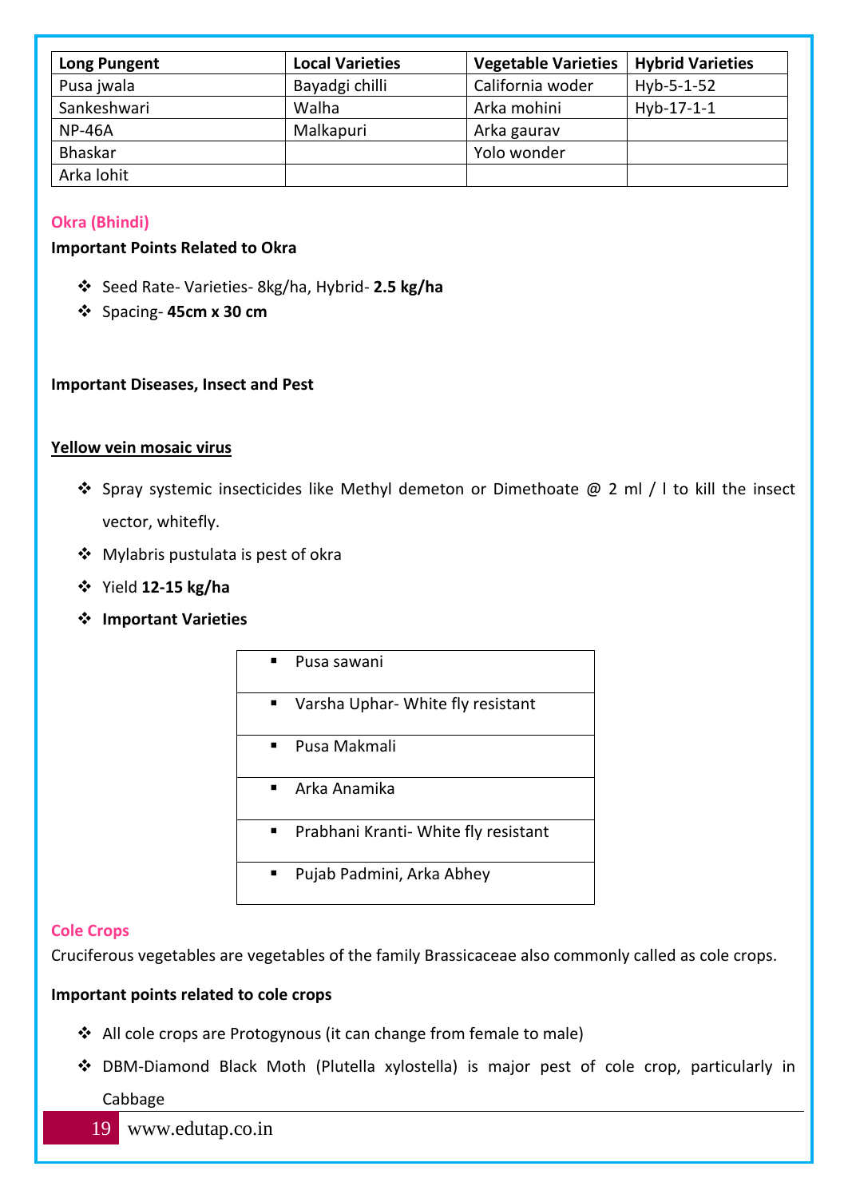| Long Pungent | Local Varieties | Vegetable Varieties | Hybrid Varieties |
|---|---|---|---|
| Pusa jwala | Bayadgi chilli | California woder | Hyb-5-1-52 |
| Sankeshwari | Walha | Arka mohini | Hyb-17-1-1 |
| NP-46A | Malkapuri | Arka gaurav | |
| Bhaskar | | Yolo wonder | |
| Arka lohit | | | |

## Okra (Bhindi)

**Important Points Related to Okra**

- Seed Rate- Varieties- 8kg/ha, Hybrid- **2.5 kg/ha**
- Spacing- **45cm x 30 cm**

**Important Diseases, Insect and Pest**

**Yellow vein mosaic virus**

- Spray systemic insecticides like Methyl demeton or Dimethoate @ 2 ml / l to kill the insect vector, whitefly.
- Mylabris pustulata is pest of okra
- Yield **12-15 kg/ha**
- **Important Varieties**

| |
|---|
| Pusa sawani |
| Varsha Uphar- White fly resistant |
| Pusa Makmali |
| Arka Anamika |
| Prabhani Kranti- White fly resistant |
| Pujab Padmini, Arka Abhey |

## Cole Crops

Cruciferous vegetables are vegetables of the family Brassicaceae also commonly called as cole crops.

**Important points related to cole crops**

- All cole crops are Protogynous (it can change from female to male)
- DBM-Diamond Black Moth (Plutella xylostella) is major pest of cole crop, particularly in Cabbage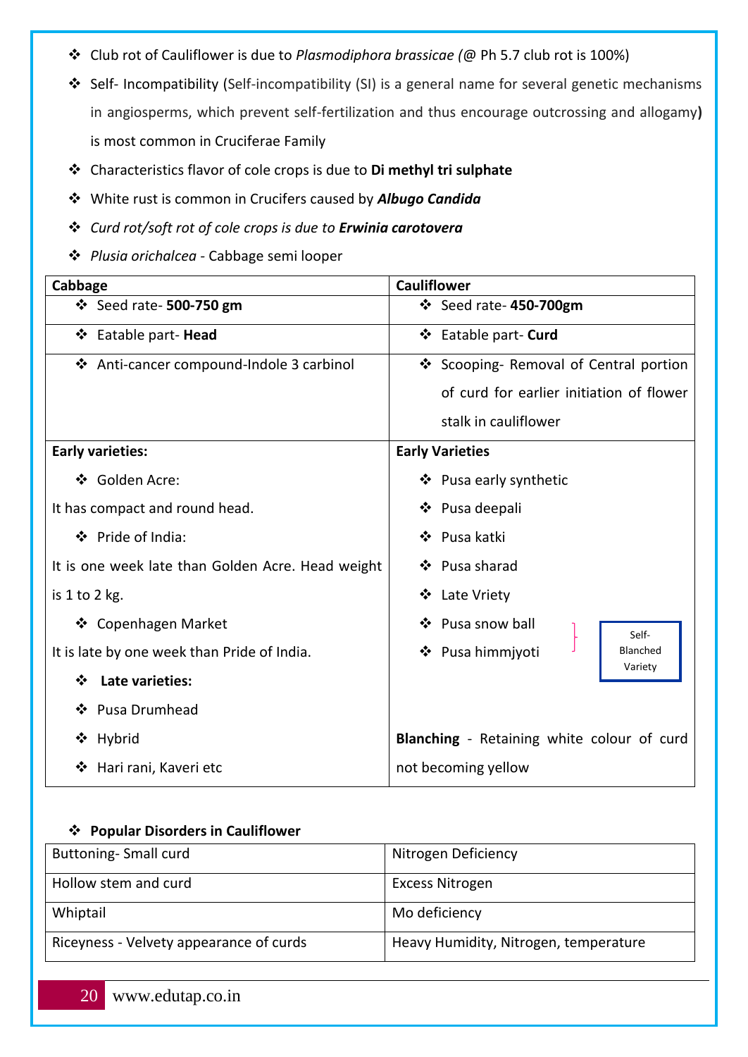- Club rot of Cauliflower is due to *Plasmodiphora brassicae (@* Ph 5.7 club rot is 100%)
- Self- Incompatibility (Self-incompatibility (SI) is a general name for several genetic mechanisms in angiosperms, which prevent self-fertilization and thus encourage outcrossing and allogamy**)** is most common in Cruciferae Family
- Characteristics flavor of cole crops is due to **Di methyl tri sulphate**
- White rust is common in Crucifers caused by ***Albugo Candida***
- *Curd rot/soft rot of cole crops is due to* ***Erwinia carotovera***
- *Plusia orichalcea* - Cabbage semi looper

| Cabbage | Cauliflower |
|---|---|
| - Seed rate- **500-750 gm** | - Seed rate- **450-700gm** |
| - Eatable part- **Head** | - Eatable part- **Curd** |
| - Anti-cancer compound-Indole 3 carbinol | - Scooping- Removal of Central portion of curd for earlier initiation of flower stalk in cauliflower |
| **Early varieties:**<br>- Golden Acre:<br>It has compact and round head.<br>- Pride of India:<br>It is one week late than Golden Acre. Head weight is 1 to 2 kg.<br>- Copenhagen Market<br>It is late by one week than Pride of India.<br>- **Late varieties:**<br>- Pusa Drumhead<br>- Hybrid<br>- Hari rani, Kaveri etc | **Early Varieties**<br>- Pusa early synthetic<br>- Pusa deepali<br>- Pusa katki<br>- Pusa sharad<br>- Late Vriety<br>- Pusa snow ball<br>- Pusa himmjyoti<br>(Pusa snow ball, Pusa himmjyoti: Self-Blanched Variety)<br><br>**Blanching** - Retaining white colour of curd not becoming yellow |

- **Popular Disorders in Cauliflower**

| Buttoning- Small curd | Nitrogen Deficiency |
|---|---|
| Hollow stem and curd | Excess Nitrogen |
| Whiptail | Mo deficiency |
| Riceyness - Velvety appearance of curds | Heavy Humidity, Nitrogen, temperature |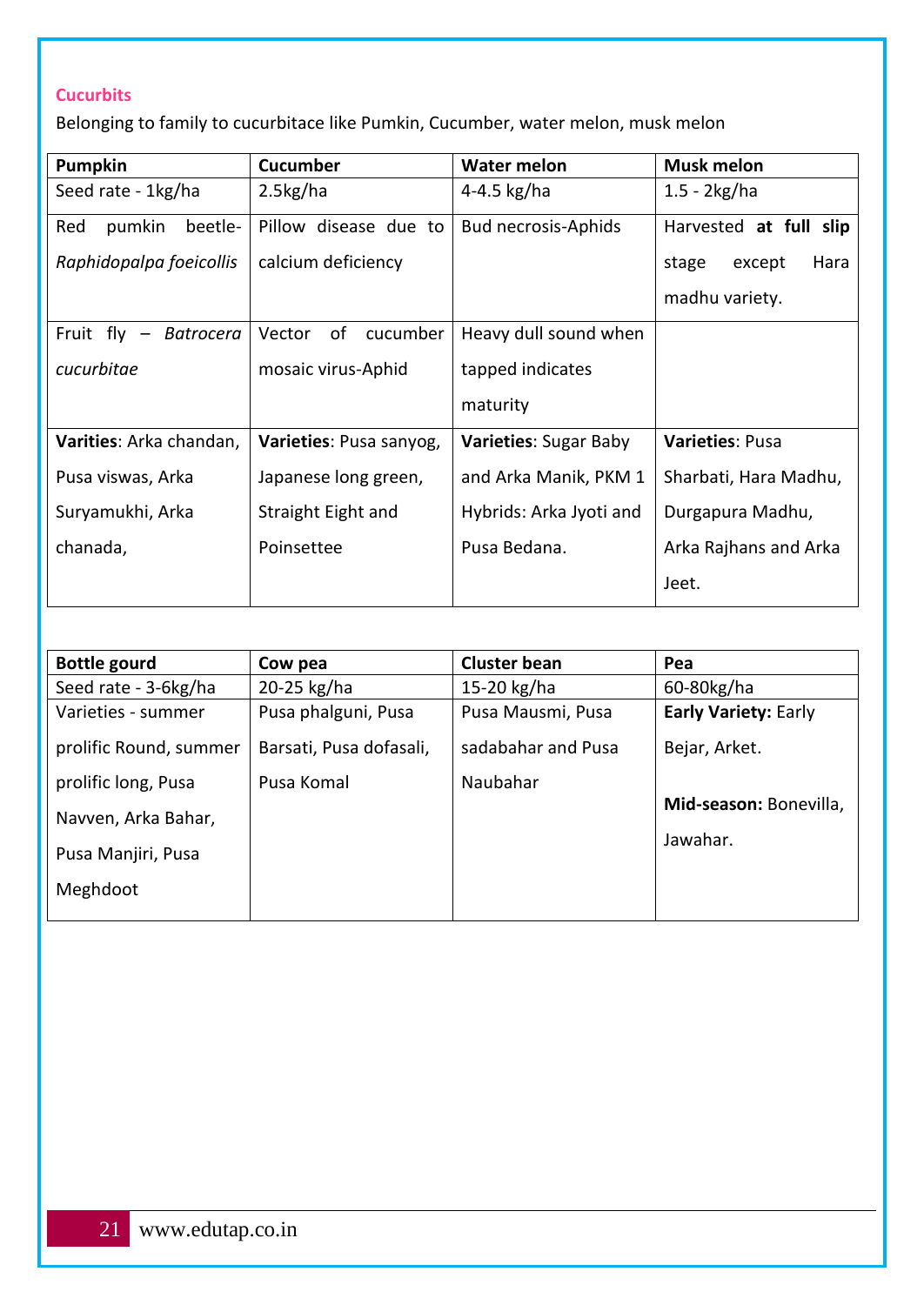**Cucurbits**

Belonging to family to cucurbitace like Pumkin, Cucumber, water melon, musk melon

| Pumpkin | Cucumber | Water melon | Musk melon |
|---|---|---|---|
| Seed rate - 1kg/ha | 2.5kg/ha | 4-4.5 kg/ha | 1.5 - 2kg/ha |
| Red pumkin beetle- *Raphidopalpa foeicollis* | Pillow disease due to calcium deficiency | Bud necrosis-Aphids | Harvested **at full slip** stage except Hara madhu variety. |
| Fruit fly – *Batrocera cucurbitae* | Vector of cucumber mosaic virus-Aphid | Heavy dull sound when tapped indicates maturity | |
| **Varities**: Arka chandan, Pusa viswas, Arka Suryamukhi, Arka chanada, | **Varieties**: Pusa sanyog, Japanese long green, Straight Eight and Poinsettee | **Varieties**: Sugar Baby and Arka Manik, PKM 1 Hybrids: Arka Jyoti and Pusa Bedana. | **Varieties**: Pusa Sharbati, Hara Madhu, Durgapura Madhu, Arka Rajhans and Arka Jeet. |

| Bottle gourd | Cow pea | Cluster bean | Pea |
|---|---|---|---|
| Seed rate - 3-6kg/ha | 20-25 kg/ha | 15-20 kg/ha | 60-80kg/ha |
| Varieties - summer prolific Round, summer prolific long, Pusa Navven, Arka Bahar, Pusa Manjiri, Pusa Meghdoot | Pusa phalguni, Pusa Barsati, Pusa dofasali, Pusa Komal | Pusa Mausmi, Pusa sadabahar and Pusa Naubahar | **Early Variety:** Early Bejar, Arket. **Mid-season:** Bonevilla, Jawahar. |